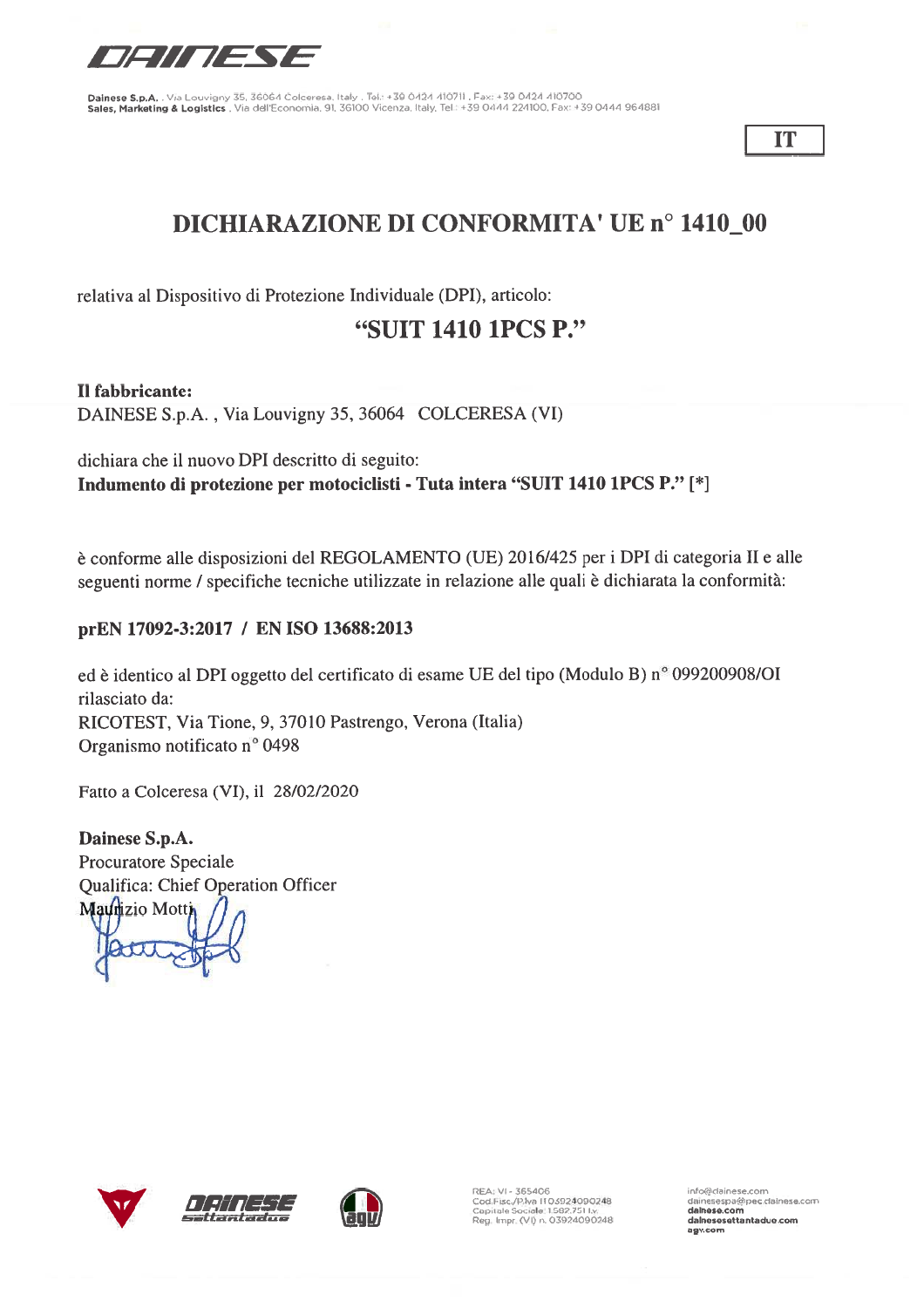**Dainese S.p.A.** , Via Louvigny 35, 36064 Colceresa, Italy , Tel.: +39 0424 410711 , Fax: +39 0424 410700
**Sales, Marketing & Logistics** , Via dell'Economia, 91, 36100 Vicenza, Italy, Tel.: +39 0444 224100, Fax: +39 0444 964881

IT

# DICHIARAZIONE DI CONFORMITA' UE n° 1410_00

relativa al Dispositivo di Protezione Individuale (DPI), articolo:

## "SUIT 1410 1PCS P."

**Il fabbricante:**
DAINESE S.p.A. , Via Louvigny 35, 36064 COLCERESA (VI)

dichiara che il nuovo DPI descritto di seguito:
**Indumento di protezione per motociclisti - Tuta intera "SUIT 1410 1PCS P." [*]**

è conforme alle disposizioni del REGOLAMENTO (UE) 2016/425 per i DPI di categoria II e alle seguenti norme / specifiche tecniche utilizzate in relazione alle quali è dichiarata la conformità:

**prEN 17092-3:2017 / EN ISO 13688:2013**

ed è identico al DPI oggetto del certificato di esame UE del tipo (Modulo B) n° 099200908/OI rilasciato da:
RICOTEST, Via Tione, 9, 37010 Pastrengo, Verona (Italia)
Organismo notificato n° 0498

Fatto a Colceresa (VI), il 28/02/2020

**Dainese S.p.A.**
Procuratore Speciale
Qualifica: Chief Operation Officer
Maurizio Motti

REA: VI - 365406
Cod.Fisc./P.Iva IT 03924090248
Capitale Sociale: 1.582.751 I.v.
Reg. Impr. (VI) n. 03924090248

info@dainese.com
dainesespa@pec.dainese.com
**dainese.com**
**dainesesettantadue.com**
**agv.com**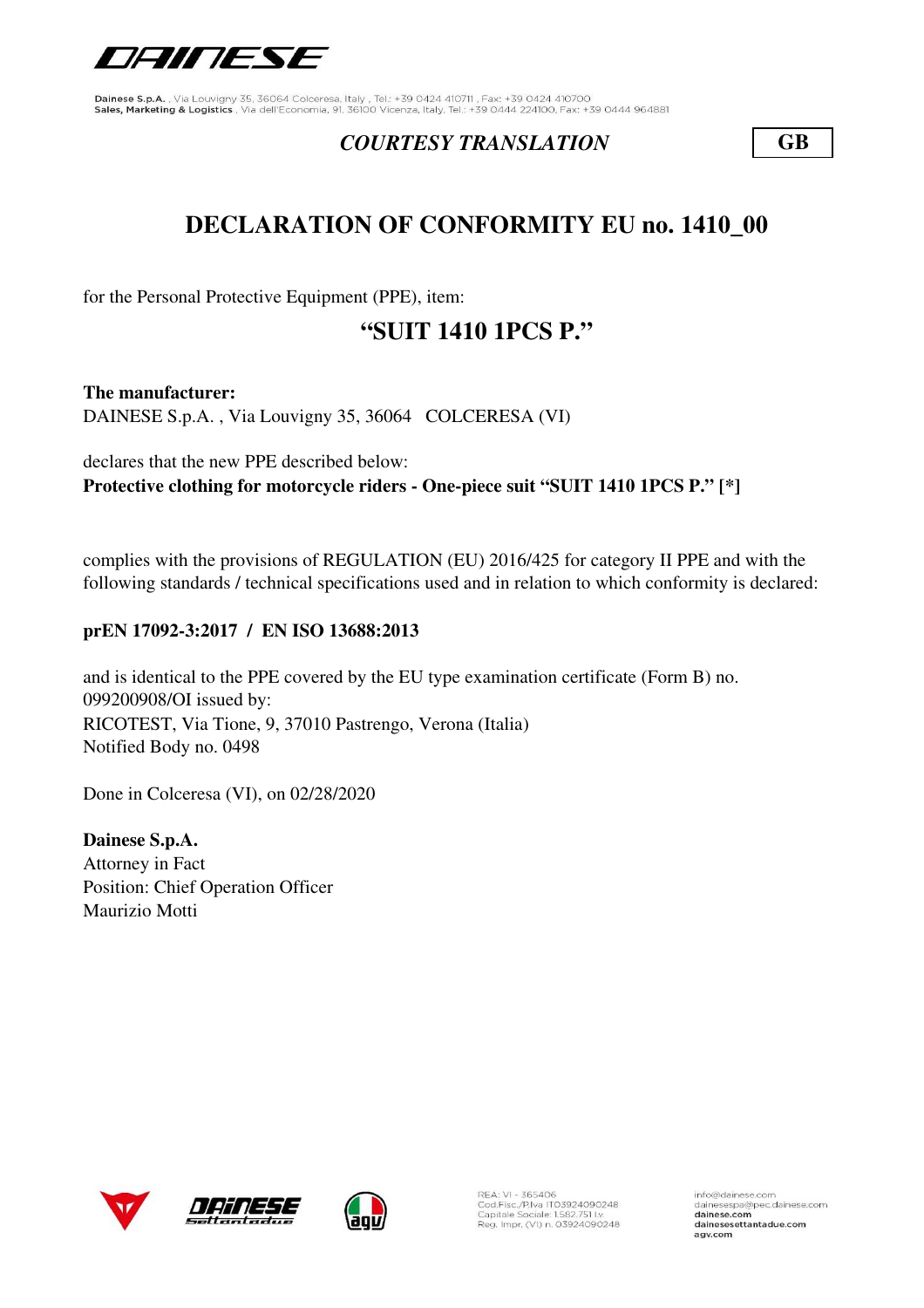Dainese S.p.A. , Via Louvigny 35, 36064 Colceresa, Italy , Tel.: +39 0424 410711 , Fax: +39 0424 410700
Sales, Marketing & Logistics , Via dell'Economia, 91, 36100 Vicenza, Italy, Tel.: +39 0444 224100, Fax: +39 0444 964881

***COURTESY TRANSLATION*** **GB**

# DECLARATION OF CONFORMITY EU no. 1410_00

for the Personal Protective Equipment (PPE), item:

## "SUIT 1410 1PCS P."

**The manufacturer:**
DAINESE S.p.A. , Via Louvigny 35, 36064 COLCERESA (VI)

declares that the new PPE described below:
**Protective clothing for motorcycle riders - One-piece suit "SUIT 1410 1PCS P." [*]**

complies with the provisions of REGULATION (EU) 2016/425 for category II PPE and with the following standards / technical specifications used and in relation to which conformity is declared:

**prEN 17092-3:2017 / EN ISO 13688:2013**

and is identical to the PPE covered by the EU type examination certificate (Form B) no. 099200908/OI issued by:
RICOTEST, Via Tione, 9, 37010 Pastrengo, Verona (Italia)
Notified Body no. 0498

Done in Colceresa (VI), on 02/28/2020

**Dainese S.p.A.**
Attorney in Fact
Position: Chief Operation Officer
Maurizio Motti

REA: VI - 365406
Cod.Fisc./P.Iva IT03924090248
Capitale Sociale: 1.582.751 i.v.
Reg. Impr. (VI) n. 03924090248

info@dainese.com
dainesespa@pec.dainese.com
dainese.com
dainesesettantadue.com
agv.com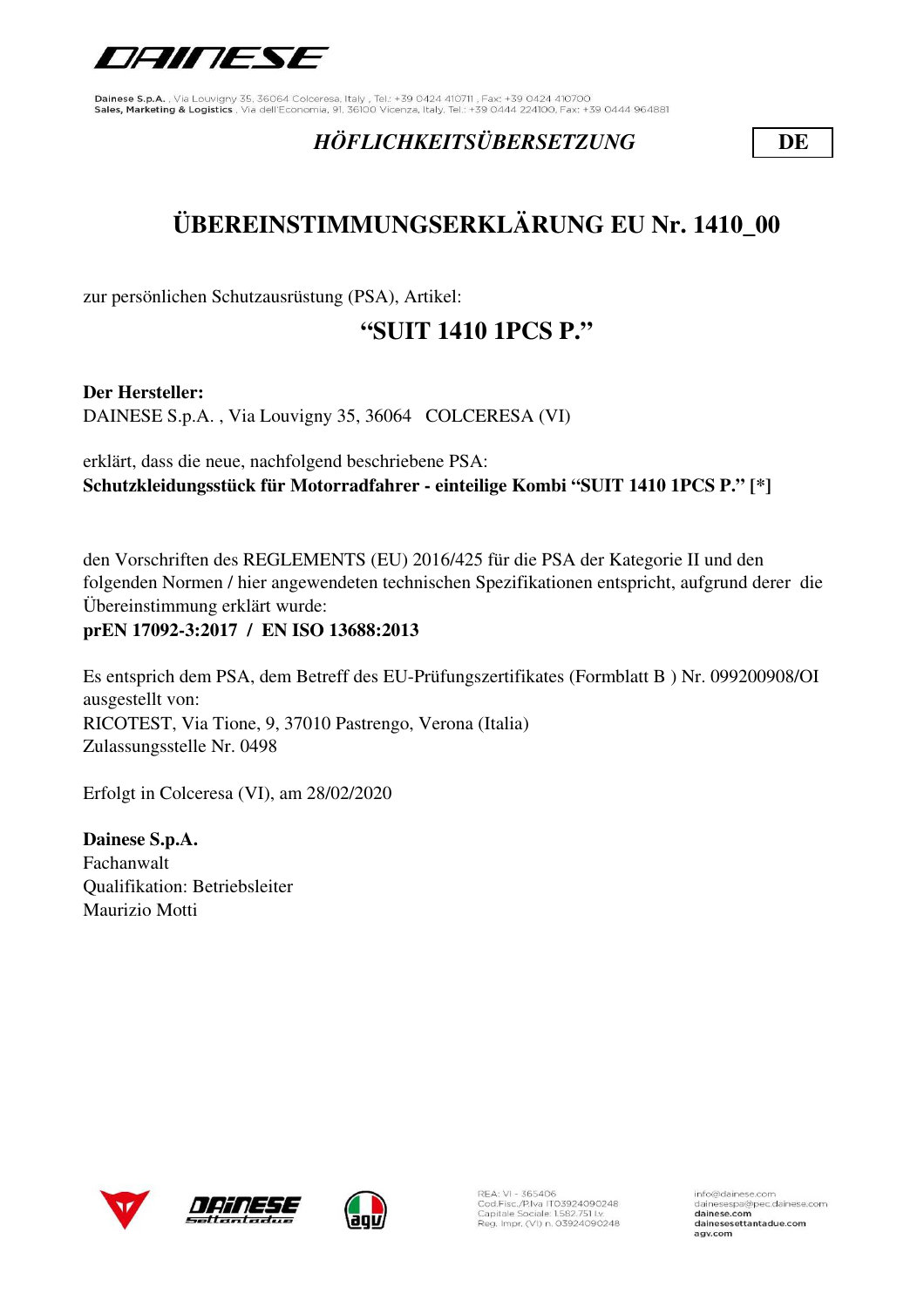Dainese S.p.A. , Via Louvigny 35, 36064 Colceresa, Italy , Tel.: +39 0424 410711 , Fax: +39 0424 410700
Sales, Marketing & Logistics , Via dell'Economia, 91, 36100 Vicenza, Italy, Tel.: +39 0444 224100, Fax: +39 0444 964881

*HÖFLICHKEITSÜBERSETZUNG* **DE**

# ÜBEREINSTIMMUNGSERKLÄRUNG EU Nr. 1410_00

zur persönlichen Schutzausrüstung (PSA), Artikel:

## "SUIT 1410 1PCS P."

**Der Hersteller:**
DAINESE S.p.A. , Via Louvigny 35, 36064 COLCERESA (VI)

erklärt, dass die neue, nachfolgend beschriebene PSA:
**Schutzkleidungsstück für Motorradfahrer - einteilige Kombi "SUIT 1410 1PCS P." [*]**

den Vorschriften des REGLEMENTS (EU) 2016/425 für die PSA der Kategorie II und den folgenden Normen / hier angewendeten technischen Spezifikationen entspricht, aufgrund derer die Übereinstimmung erklärt wurde:
**prEN 17092-3:2017 / EN ISO 13688:2013**

Es entsprich dem PSA, dem Betreff des EU-Prüfungszertifikates (Formblatt B ) Nr. 099200908/OI ausgestellt von:
RICOTEST, Via Tione, 9, 37010 Pastrengo, Verona (Italia)
Zulassungsstelle Nr. 0498

Erfolgt in Colceresa (VI), am 28/02/2020

**Dainese S.p.A.**
Fachanwalt
Qualifikation: Betriebsleiter
Maurizio Motti

REA: VI - 365406
Cod.Fisc./P.Iva IT03924090248
Capitale Sociale 1.582.751 i.v.
Reg. Impr. (VI) n. 03924090248

info@dainese.com
dainesespa@pec.dainese.com
dainese.com
dainesesettantadue.com
agv.com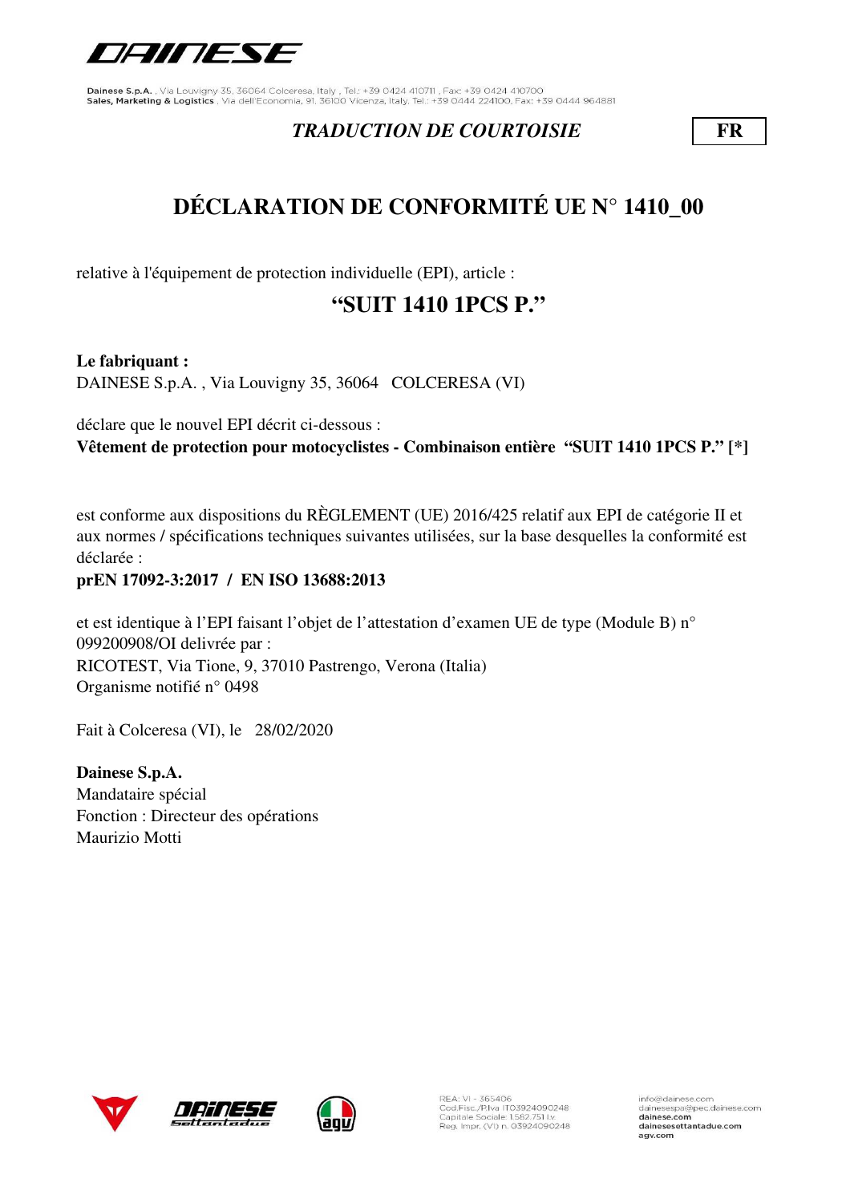Dainese S.p.A. , Via Louvigny 35, 36064 Colceresa, Italy , Tel.: +39 0424 410711 , Fax: +39 0424 410700
Sales, Marketing & Logistics , Via dell'Economia, 91, 36100 Vicenza, Italy, Tel.: +39 0444 224100, Fax: +39 0444 964881

*TRADUCTION DE COURTOISIE* **FR**

# DÉCLARATION DE CONFORMITÉ UE N° 1410_00

relative à l'équipement de protection individuelle (EPI), article :

## "SUIT 1410 1PCS P."

**Le fabriquant :**
DAINESE S.p.A. , Via Louvigny 35, 36064 COLCERESA (VI)

déclare que le nouvel EPI décrit ci-dessous :
**Vêtement de protection pour motocyclistes - Combinaison entière "SUIT 1410 1PCS P." [*]**

est conforme aux dispositions du RÈGLEMENT (UE) 2016/425 relatif aux EPI de catégorie II et aux normes / spécifications techniques suivantes utilisées, sur la base desquelles la conformité est déclarée :
**prEN 17092-3:2017 / EN ISO 13688:2013**

et est identique à l'EPI faisant l'objet de l'attestation d'examen UE de type (Module B) n° 099200908/OI delivrée par :
RICOTEST, Via Tione, 9, 37010 Pastrengo, Verona (Italia)
Organisme notifié n° 0498

Fait à Colceresa (VI), le 28/02/2020

**Dainese S.p.A.**
Mandataire spécial
Fonction : Directeur des opérations
Maurizio Motti

REA: VI - 365406
Cod.Fisc./P.Iva IT03924090248
Capitale Sociale: 1.582.751 i.v.
Reg. Impr. (VI) n. 03924090248

info@dainese.com
dainesespa@pec.dainese.com
dainese.com
dainesesettantadue.com
agv.com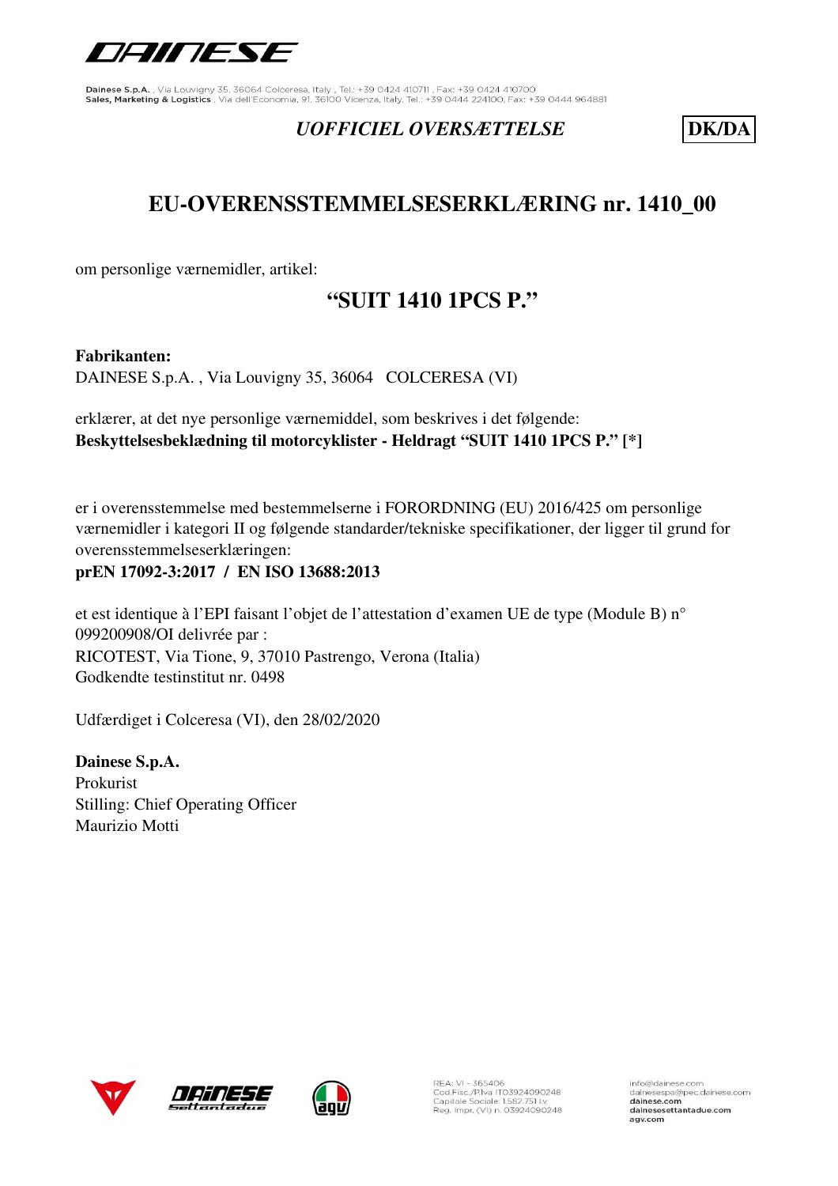DAINESE

Dainese S.p.A. , Via Louvigny 35, 36064 Colceresa, Italy , Tel.: +39 0424 410711 , Fax: +39 0424 410700
Sales, Marketing & Logistics , Via dell'Economia, 91, 36100 Vicenza, Italy, Tel.: +39 0444 224100, Fax: +39 0444 964881

*UOFFICIEL OVERSÆTTELSE* **DK/DA**

# EU-OVERENSSTEMMELSESERKLÆRING nr. 1410_00

om personlige værnemidler, artikel:

## "SUIT 1410 1PCS P."

**Fabrikanten:**
DAINESE S.p.A. , Via Louvigny 35, 36064 COLCERESA (VI)

erklærer, at det nye personlige værnemiddel, som beskrives i det følgende:
**Beskyttelsesbeklædning til motorcyklister - Heldragt "SUIT 1410 1PCS P." [*]**

er i overensstemmelse med bestemmelserne i FORORDNING (EU) 2016/425 om personlige værnemidler i kategori II og følgende standarder/tekniske specifikationer, der ligger til grund for overensstemmelseserklæringen:
**prEN 17092-3:2017 / EN ISO 13688:2013**

et est identique à l'EPI faisant l'objet de l'attestation d'examen UE de type (Module B) n° 099200908/OI delivrée par :
RICOTEST, Via Tione, 9, 37010 Pastrengo, Verona (Italia)
Godkendte testinstitut nr. 0498

Udfærdiget i Colceresa (VI), den 28/02/2020

**Dainese S.p.A.**
Prokurist
Stilling: Chief Operating Officer
Maurizio Motti

REA: VI - 365406
Cod.Fisc./P.Iva IT03924090248
Capitale Sociale: 1.582.751 I.v.
Reg. Impr. (VI) n. 03924090248

info@dainese.com
dainesespa@pec.dainese.com
dainese.com
dainesesettantadue.com
agv.com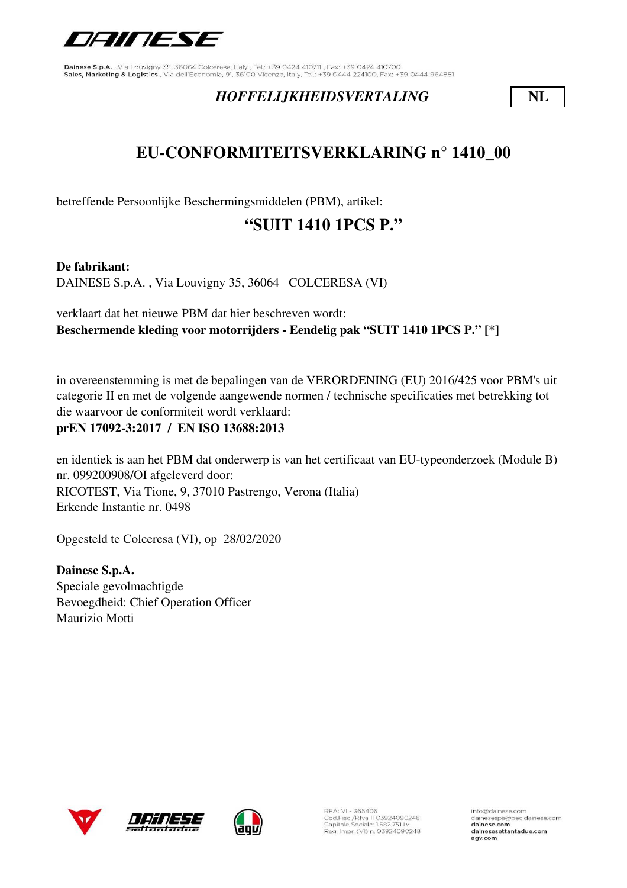Dainese S.p.A. , Via Louvigny 35, 36064 Colceresa, Italy , Tel.: +39 0424 410711 , Fax: +39 0424 410700
Sales, Marketing & Logistics , Via dell'Economia, 91, 36100 Vicenza, Italy, Tel.: +39 0444 224100, Fax: +39 0444 964881

*HOFFELIJKHEIDSVERTALING* **NL**

# EU-CONFORMITEITSVERKLARING n° 1410_00

betreffende Persoonlijke Beschermingsmiddelen (PBM), artikel:

## “SUIT 1410 1PCS P.”

**De fabrikant:**
DAINESE S.p.A. , Via Louvigny 35, 36064 COLCERESA (VI)

verklaart dat het nieuwe PBM dat hier beschreven wordt:
**Beschermende kleding voor motorrijders - Eendelig pak “SUIT 1410 1PCS P.” [*]**

in overeenstemming is met de bepalingen van de VERORDENING (EU) 2016/425 voor PBM's uit categorie II en met de volgende aangewende normen / technische specificaties met betrekking tot die waarvoor de conformiteit wordt verklaard:
**prEN 17092-3:2017 / EN ISO 13688:2013**

en identiek is aan het PBM dat onderwerp is van het certificaat van EU-typeonderzoek (Module B) nr. 099200908/OI afgeleverd door:
RICOTEST, Via Tione, 9, 37010 Pastrengo, Verona (Italia)
Erkende Instantie nr. 0498

Opgesteld te Colceresa (VI), op 28/02/2020

**Dainese S.p.A.**
Speciale gevolmachtigde
Bevoegdheid: Chief Operation Officer
Maurizio Motti

REA: VI - 365406
Cod.Fisc./P.Iva IT03924090248
Capitale Sociale 1.582.751 I.v.
Reg. Impr. (VI) n. 03924090248

info@dainese.com
dainesespa@pec.dainese.com
dainese.com
dainesesettantadue.com
agv.com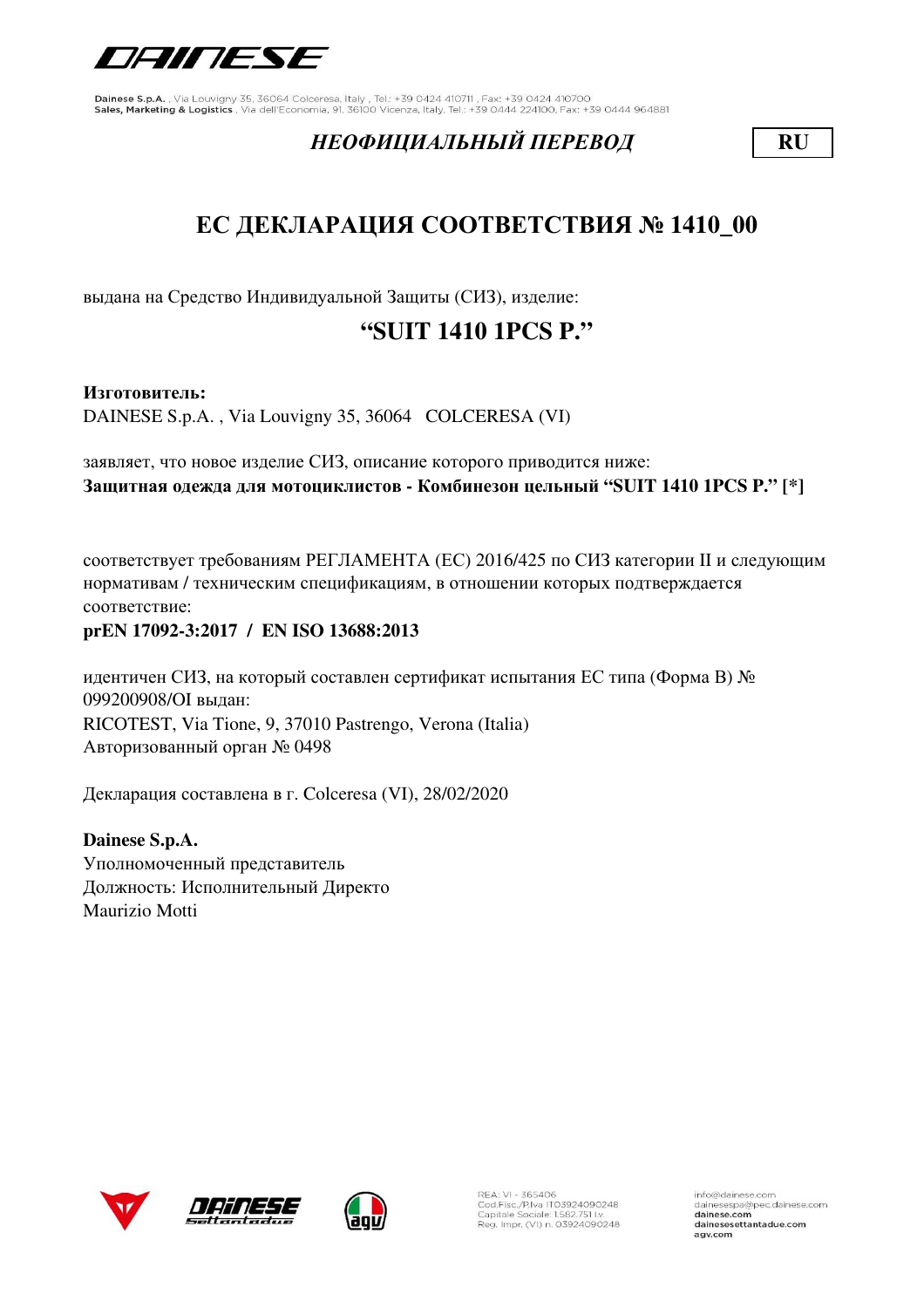Dainese S.p.A. , Via Louvigny 35, 36064 Colceresa, Italy , Tel.: +39 0424 410711 , Fax: +39 0424 410700
Sales, Marketing & Logistics , Via dell'Economia, 91, 36100 Vicenza, Italy, Tel.: +39 0444 224100, Fax: +39 0444 964881

***НЕОФИЦИАЛЬНЫЙ ПЕРЕВОД*** **RU**

# ЕС ДЕКЛАРАЦИЯ СООТВЕТСТВИЯ № 1410_00

выдана на Средство Индивидуальной Защиты (СИЗ), изделие:

## “SUIT 1410 1PCS P.”

**Изготовитель:**
DAINESE S.p.A. , Via Louvigny 35, 36064 COLCERESA (VI)

заявляет, что новое изделие СИЗ, описание которого приводится ниже:
**Защитная одежда для мотоциклистов - Комбинезон цельный “SUIT 1410 1PCS P.” [*]**

соответствует требованиям РЕГЛАМЕНТА (ЕС) 2016/425 по СИЗ категории II и следующим нормативам / техническим спецификациям, в отношении которых подтверждается соответствие:
**prEN 17092-3:2017 / EN ISO 13688:2013**

идентичен СИЗ, на который составлен сертификат испытания ЕС типа (Форма В) № 099200908/OI выдан:
RICOTEST, Via Tione, 9, 37010 Pastrengo, Verona (Italia)
Авторизованный орган № 0498

Декларация составлена в г. Colceresa (VI), 28/02/2020

**Dainese S.p.A.**
Уполномоченный представитель
Должность: Исполнительный Директо
Maurizio Motti

REA: VI - 365406
Cod.Fisc./P.Iva IT03924090248
Capitale Sociale 1.582.751 i.v.
Reg. Impr. (VI) n. 03924090248

info@dainese.com
dainesespa@pec.dainese.com
dainese.com
dainesesettantadue.com
agv.com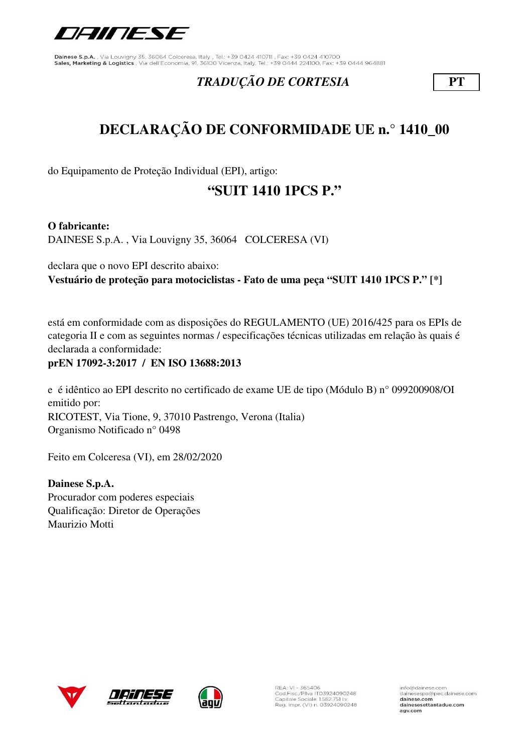*TRADUÇÃO DE CORTESIA* **PT**

# DECLARAÇÃO DE CONFORMIDADE UE n.° 1410_00

do Equipamento de Proteção Individual (EPI), artigo:

## "SUIT 1410 1PCS P."

**O fabricante:**
DAINESE S.p.A. , Via Louvigny 35, 36064 COLCERESA (VI)

declara que o novo EPI descrito abaixo:
**Vestuário de proteção para motociclistas - Fato de uma peça "SUIT 1410 1PCS P." [*]**

está em conformidade com as disposições do REGULAMENTO (UE) 2016/425 para os EPIs de categoria II e com as seguintes normas / especificações técnicas utilizadas em relação às quais é declarada a conformidade:
**prEN 17092-3:2017 / EN ISO 13688:2013**

e é idêntico ao EPI descrito no certificado de exame UE de tipo (Módulo B) n° 099200908/OI emitido por:
RICOTEST, Via Tione, 9, 37010 Pastrengo, Verona (Italia)
Organismo Notificado n° 0498

Feito em Colceresa (VI), em 28/02/2020

**Dainese S.p.A.**
Procurador com poderes especiais
Qualificação: Diretor de Operações
Maurizio Motti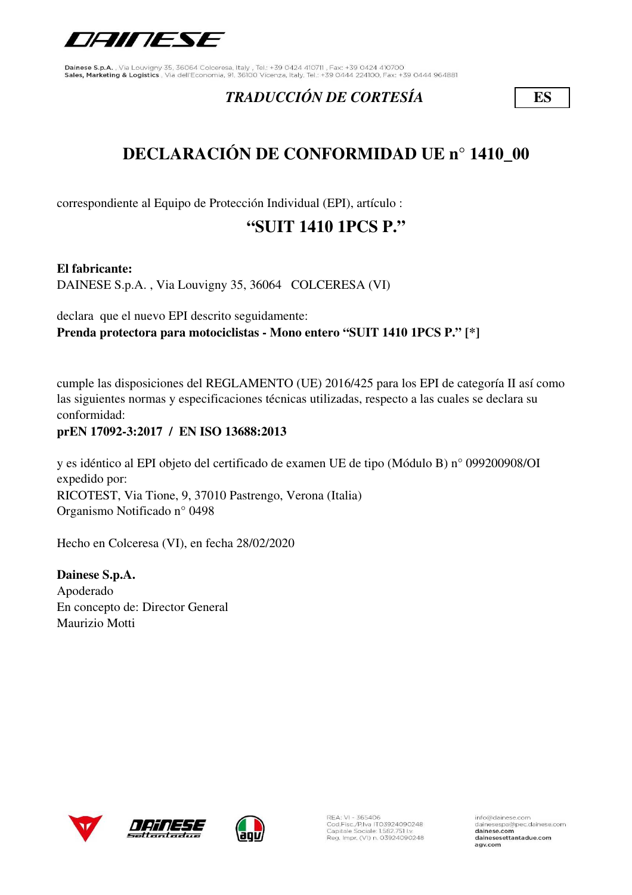*TRADUCCIÓN DE CORTESÍA* **ES**

# DECLARACIÓN DE CONFORMIDAD UE n° 1410_00

correspondiente al Equipo de Protección Individual (EPI), artículo :

## "SUIT 1410 1PCS P."

**El fabricante:**
DAINESE S.p.A. , Via Louvigny 35, 36064 COLCERESA (VI)

declara que el nuevo EPI descrito seguidamente:
**Prenda protectora para motociclistas - Mono entero "SUIT 1410 1PCS P." [*]**

cumple las disposiciones del REGLAMENTO (UE) 2016/425 para los EPI de categoría II así como las siguientes normas y especificaciones técnicas utilizadas, respecto a las cuales se declara su conformidad:
**prEN 17092-3:2017 / EN ISO 13688:2013**

y es idéntico al EPI objeto del certificado de examen UE de tipo (Módulo B) n° 099200908/OI expedido por:
RICOTEST, Via Tione, 9, 37010 Pastrengo, Verona (Italia)
Organismo Notificado n° 0498

Hecho en Colceresa (VI), en fecha 28/02/2020

**Dainese S.p.A.**
Apoderado
En concepto de: Director General
Maurizio Motti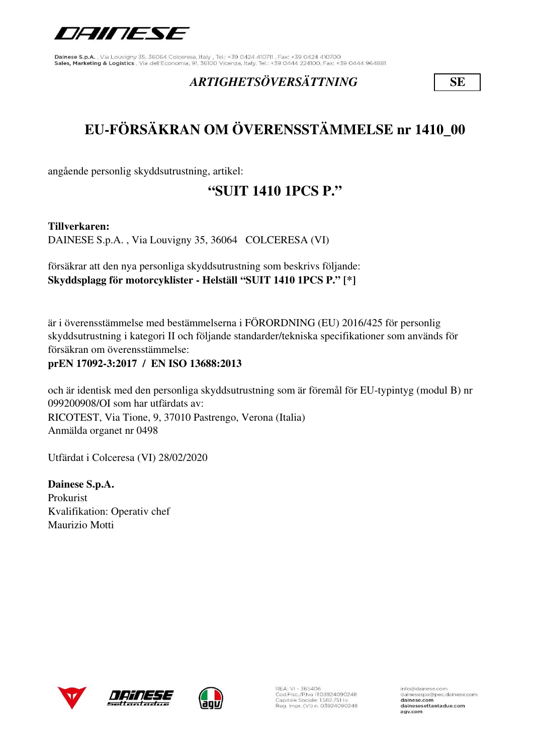Dainese S.p.A. , Via Louvigny 35, 36064 Colceresa, Italy , Tel.: +39 0424 410711 , Fax: +39 0424 410700
Sales, Marketing & Logistics , Via dell'Economia, 91, 36100 Vicenza, Italy, Tel.: +39 0444 224100, Fax: +39 0444 964881

*ARTIGHETSÖVERSÄTTNING* **SE**

# EU-FÖRSÄKRAN OM ÖVERENSSTÄMMELSE nr 1410_00

angående personlig skyddsutrustning, artikel:

## "SUIT 1410 1PCS P."

**Tillverkaren:**
DAINESE S.p.A. , Via Louvigny 35, 36064 COLCERESA (VI)

försäkrar att den nya personliga skyddsutrustning som beskrivs följande:
**Skyddsplagg för motorcyklister - Helställ "SUIT 1410 1PCS P." [*]**

är i överensstämmelse med bestämmelserna i FÖRORDNING (EU) 2016/425 för personlig skyddsutrustning i kategori II och följande standarder/tekniska specifikationer som används för försäkran om överensstämmelse:
**prEN 17092-3:2017 / EN ISO 13688:2013**

och är identisk med den personliga skyddsutrustning som är föremål för EU-typintyg (modul B) nr 099200908/OI som har utfärdats av:
RICOTEST, Via Tione, 9, 37010 Pastrengo, Verona (Italia)
Anmälda organet nr 0498

Utfärdat i Colceresa (VI) 28/02/2020

**Dainese S.p.A.**
Prokurist
Kvalifikation: Operativ chef
Maurizio Motti

REA: VI - 365406
Cod.Fisc./P.Iva IT03924090248
Capitale Sociale 1.582.751 I.v.
Reg. Impr. (VI) n. 03924090248

info@dainese.com
dainesespa@pec.dainese.com
dainese.com
dainesesettantadue.com
agv.com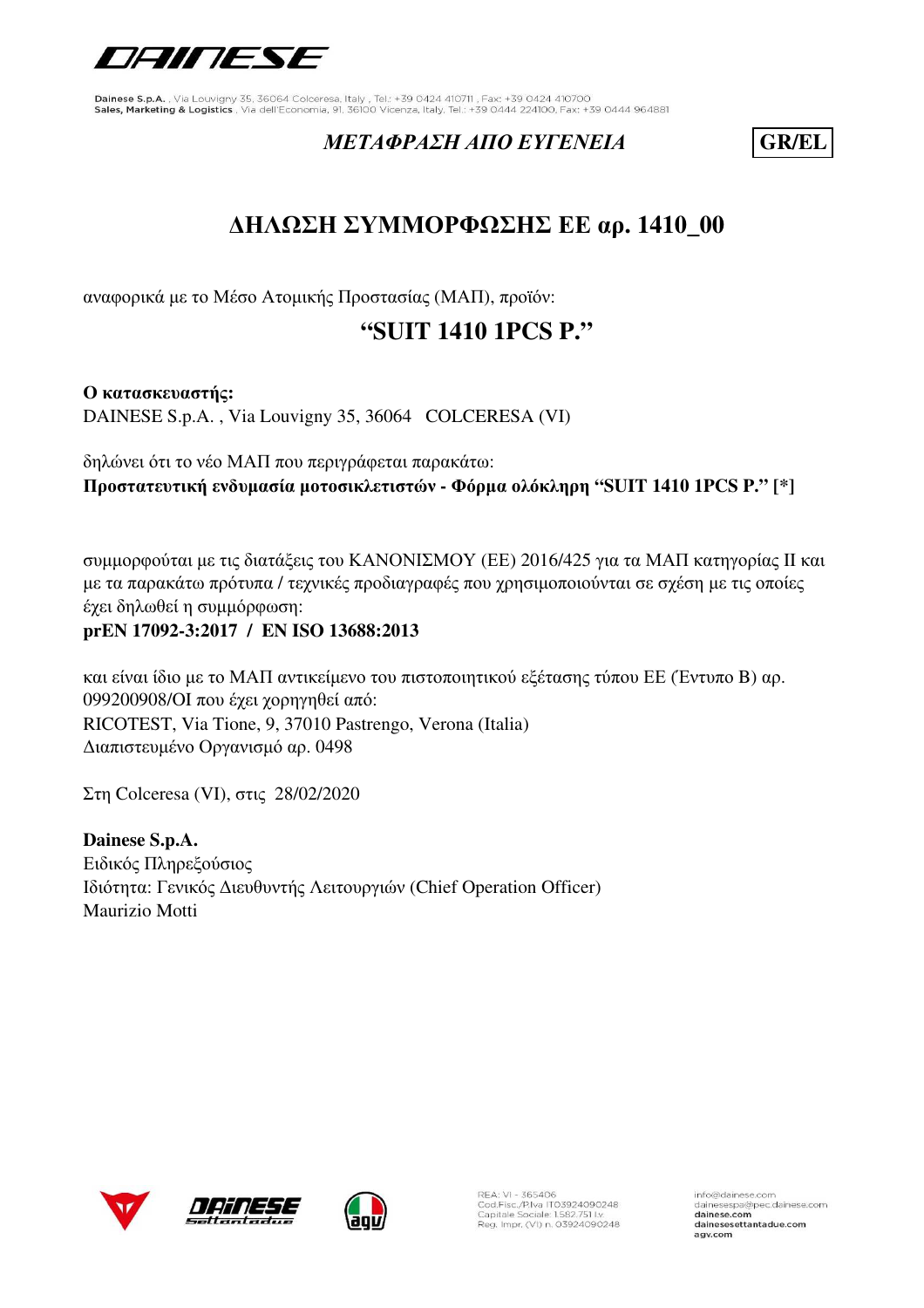Dainese S.p.A. , Via Louvigny 35, 36064 Colceresa, Italy , Tel.: +39 0424 410711 , Fax: +39 0424 410700
Sales, Marketing & Logistics , Via dell'Economia, 91, 36100 Vicenza, Italy, Tel.: +39 0444 224100, Fax: +39 0444 964881

*ΜΕΤΑΦΡΑΣΗ ΑΠΟ ΕΥΓΕΝΕΙΑ* **GR/EL**

# ΔΗΛΩΣΗ ΣΥΜΜΟΡΦΩΣΗΣ ΕΕ αρ. 1410_00

αναφορικά με το Μέσο Ατομικής Προστασίας (ΜΑΠ), προϊόν:

## "SUIT 1410 1PCS P."

**Ο κατασκευαστής:**
DAINESE S.p.A. , Via Louvigny 35, 36064 COLCERESA (VI)

δηλώνει ότι το νέο ΜΑΠ που περιγράφεται παρακάτω:
**Προστατευτική ενδυμασία μοτοσικλετιστών - Φόρμα ολόκληρη "SUIT 1410 1PCS P." [*]**

συμμορφούται με τις διατάξεις του ΚΑΝΟΝΙΣΜΟΥ (ΕΕ) 2016/425 για τα ΜΑΠ κατηγορίας II και με τα παρακάτω πρότυπα / τεχνικές προδιαγραφές που χρησιμοποιούνται σε σχέση με τις οποίες έχει δηλωθεί η συμμόρφωση:
**prEN 17092-3:2017 / EN ISO 13688:2013**

και είναι ίδιο με το ΜΑΠ αντικείμενο του πιστοποιητικού εξέτασης τύπου ΕΕ (Έντυπο Β) αρ. 099200908/OI που έχει χορηγηθεί από:
RICOTEST, Via Tione, 9, 37010 Pastrengo, Verona (Italia)
Διαπιστευμένο Οργανισμό αρ. 0498

Στη Colceresa (VI), στις 28/02/2020

**Dainese S.p.A.**
Ειδικός Πληρεξούσιος
Ιδιότητα: Γενικός Διευθυντής Λειτουργιών (Chief Operation Officer)
Maurizio Motti

REA: VI - 365406
Cod.Fisc./P.Iva IT03924090248
Capitale Sociale 1.582.751 i.v.
Reg. Impr. (VI) n. 03924090248

info@dainese.com
dainesespa@pec.dainese.com
dainese.com
dainesesettantadue.com
agv.com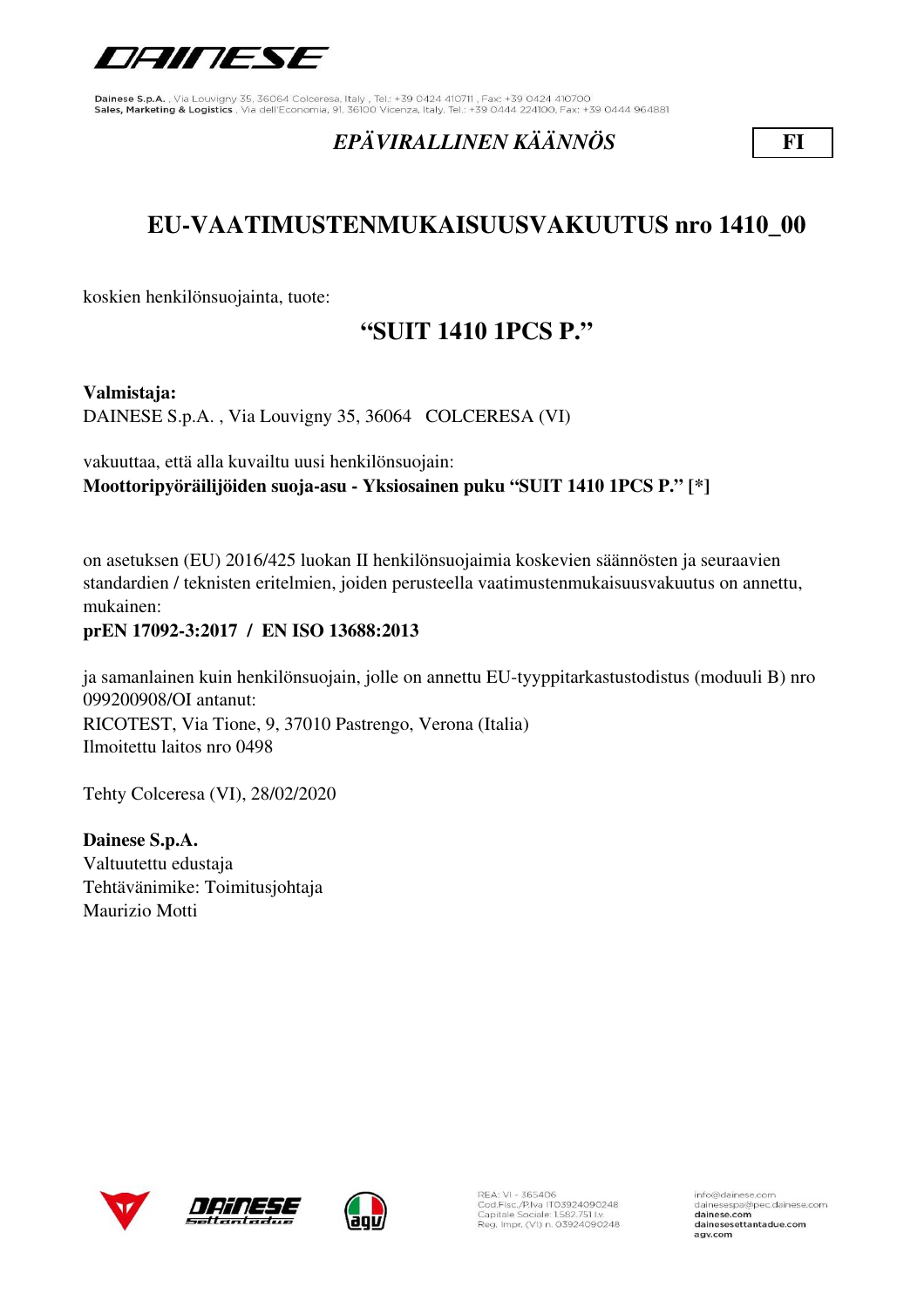*EPÄVIRALLINEN KÄÄNNÖS* **FI**

# EU-VAATIMUSTENMUKAISUUSVAKUUTUS nro 1410_00

koskien henkilönsuojainta, tuote:

## "SUIT 1410 1PCS P."

**Valmistaja:**
DAINESE S.p.A. , Via Louvigny 35, 36064 COLCERESA (VI)

vakuuttaa, että alla kuvailtu uusi henkilönsuojain:
**Moottoripyöräilijöiden suoja-asu - Yksiosainen puku "SUIT 1410 1PCS P." [*]**

on asetuksen (EU) 2016/425 luokan II henkilönsuojaimia koskevien säännösten ja seuraavien standardien / teknisten eritelmien, joiden perusteella vaatimustenmukaisuusvakuutus on annettu, mukainen:
**prEN 17092-3:2017 / EN ISO 13688:2013**

ja samanlainen kuin henkilönsuojain, jolle on annettu EU-tyyppitarkastustodistus (moduuli B) nro 099200908/OI antanut:
RICOTEST, Via Tione, 9, 37010 Pastrengo, Verona (Italia)
Ilmoitettu laitos nro 0498

Tehty Colceresa (VI), 28/02/2020

**Dainese S.p.A.**
Valtuutettu edustaja
Tehtävänimike: Toimitusjohtaja
Maurizio Motti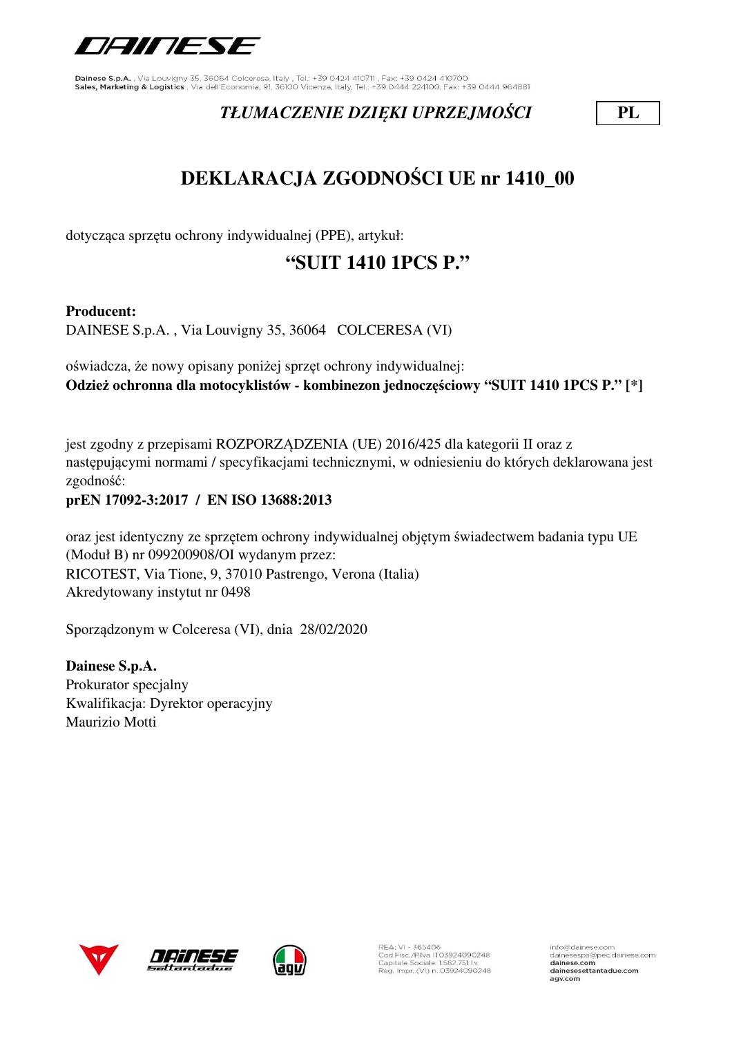Dainese S.p.A. , Via Louvigny 35, 36064 Colceresa, Italy , Tel.: +39 0424 410711 , Fax: +39 0424 410700
Sales, Marketing & Logistics , Via dell'Economia, 91, 36100 Vicenza, Italy, Tel.: +39 0444 224100, Fax: +39 0444 964881

*TŁUMACZENIE DZIĘKI UPRZEJMOŚCI* **PL**

# DEKLARACJA ZGODNOŚCI UE nr 1410_00

dotycząca sprzętu ochrony indywidualnej (PPE), artykuł:

## "SUIT 1410 1PCS P."

**Producent:**
DAINESE S.p.A. , Via Louvigny 35, 36064 COLCERESA (VI)

oświadcza, że nowy opisany poniżej sprzęt ochrony indywidualnej:
**Odzież ochronna dla motocyklistów - kombinezon jednoczęściowy "SUIT 1410 1PCS P." [*]**

jest zgodny z przepisami ROZPORZĄDZENIA (UE) 2016/425 dla kategorii II oraz z następującymi normami / specyfikacjami technicznymi, w odniesieniu do których deklarowana jest zgodność:
**prEN 17092-3:2017 / EN ISO 13688:2013**

oraz jest identyczny ze sprzętem ochrony indywidualnej objętym świadectwem badania typu UE (Moduł B) nr 099200908/OI wydanym przez:
RICOTEST, Via Tione, 9, 37010 Pastrengo, Verona (Italia)
Akredytowany instytut nr 0498

Sporządzonym w Colceresa (VI), dnia 28/02/2020

**Dainese S.p.A.**
Prokurator specjalny
Kwalifikacja: Dyrektor operacyjny
Maurizio Motti

REA: VI - 365406
Cod.Fisc./P.Iva IT03924090248
Capitale Sociale 1.582.751 i.v.
Reg. Impr. (VI) n. 03924090248

info@dainese.com
dainesespa@pec.dainese.com
dainese.com
dainesesettantadue.com
agv.com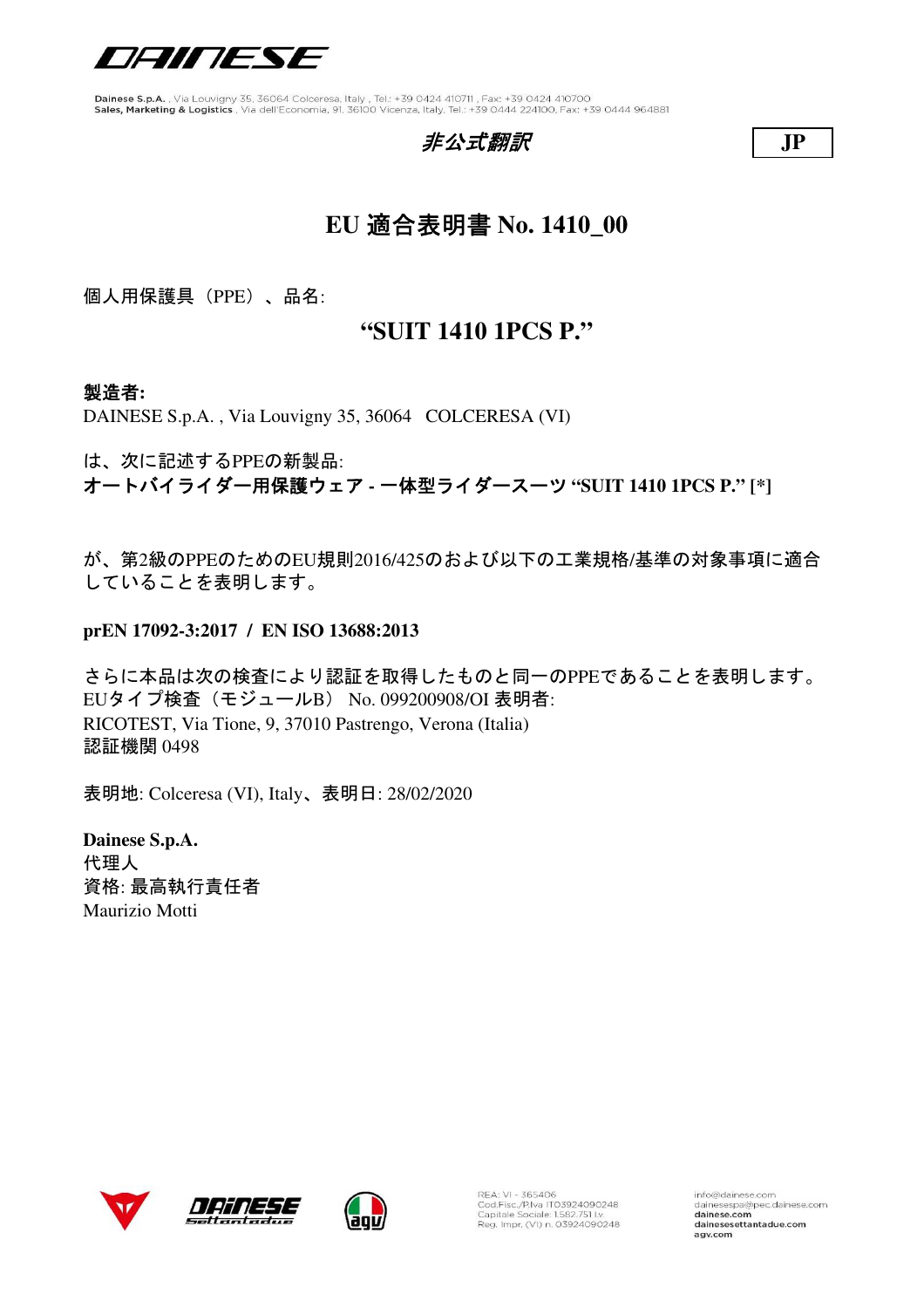DAINESE

Dainese S.p.A. , Via Louvigny 35, 36064 Colceresa, Italy , Tel.: +39 0424 410711 , Fax: +39 0424 410700
Sales, Marketing & Logistics , Via dell'Economia, 91, 36100 Vicenza, Italy, Tel.: +39 0444 224100, Fax: +39 0444 964881

*非公式翻訳*

**JP**

# EU 適合表明書 No. 1410_00

個人用保護具（PPE）、品名:

## “SUIT 1410 1PCS P.”

**製造者:**
DAINESE S.p.A. , Via Louvigny 35, 36064 COLCERESA (VI)

は、次に記述するPPEの新製品:
**オートバイライダー用保護ウェア - 一体型ライダースーツ “SUIT 1410 1PCS P.” [*]**

が、第2級のPPEのためのEU規則2016/425のおよび以下の工業規格/基準の対象事項に適合していることを表明します。

**prEN 17092-3:2017 / EN ISO 13688:2013**

さらに本品は次の検査により認証を取得したものと同一のPPEであることを表明します。
EUタイプ検査（モジュールB） No. 099200908/OI 表明者:
RICOTEST, Via Tione, 9, 37010 Pastrengo, Verona (Italia)
認証機関 0498

表明地: Colceresa (VI), Italy、表明日: 28/02/2020

**Dainese S.p.A.**
代理人
資格: 最高執行責任者
Maurizio Motti

REA: VI - 365406
Cod.Fisc./P.Iva IT03924090248
Capitale Sociale 1.582.751 i.v.
Reg. Impr. (VI) n. 03924090248

info@dainese.com
dainesespa@pec.dainese.com
dainese.com
dainesesettantadue.com
agv.com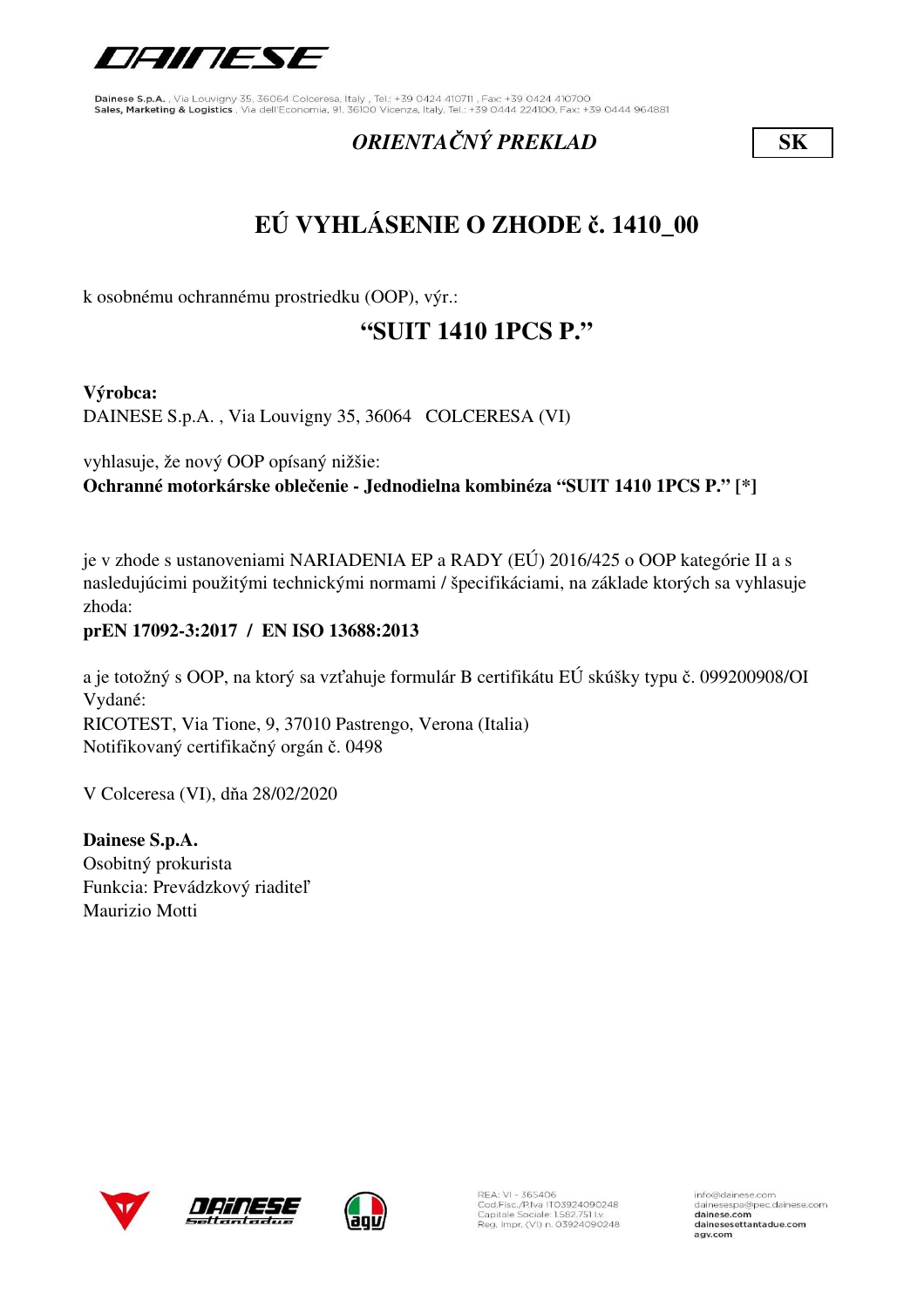Dainese S.p.A. , Via Louvigny 35, 36064 Colceresa, Italy , Tel.: +39 0424 410711 , Fax: +39 0424 410700
Sales, Marketing & Logistics , Via dell'Economia, 91, 36100 Vicenza, Italy, Tel.: +39 0444 224100, Fax: +39 0444 964881

*ORIENTAČNÝ PREKLAD* **SK**

# EÚ VYHLÁSENIE O ZHODE č. 1410_00

k osobnému ochrannému prostriedku (OOP), výr.:

## "SUIT 1410 1PCS P."

**Výrobca:**
DAINESE S.p.A. , Via Louvigny 35, 36064 COLCERESA (VI)

vyhlasuje, že nový OOP opísaný nižšie:
**Ochranné motorkárske oblečenie - Jednodielna kombinéza "SUIT 1410 1PCS P." [*]**

je v zhode s ustanoveniami NARIADENIA EP a RADY (EÚ) 2016/425 o OOP kategórie II a s nasledujúcimi použitými technickými normami / špecifikáciami, na základe ktorých sa vyhlasuje zhoda:
**prEN 17092-3:2017 / EN ISO 13688:2013**

a je totožný s OOP, na ktorý sa vzťahuje formulár B certifikátu EÚ skúšky typu č. 099200908/OI
Vydané:
RICOTEST, Via Tione, 9, 37010 Pastrengo, Verona (Italia)
Notifikovaný certifikačný orgán č. 0498

V Colceresa (VI), dňa 28/02/2020

**Dainese S.p.A.**
Osobitný prokurista
Funkcia: Prevádzkový riaditeľ
Maurizio Motti

REA: VI - 365406
Cod.Fisc./P.Iva IT03924090248
Capitale Sociale 1.582.751 i.v.
Reg. Impr. (VI) n. 03924090248

info@dainese.com
dainesespa@pec.dainese.com
dainese.com
dainesesettantadue.com
agv.com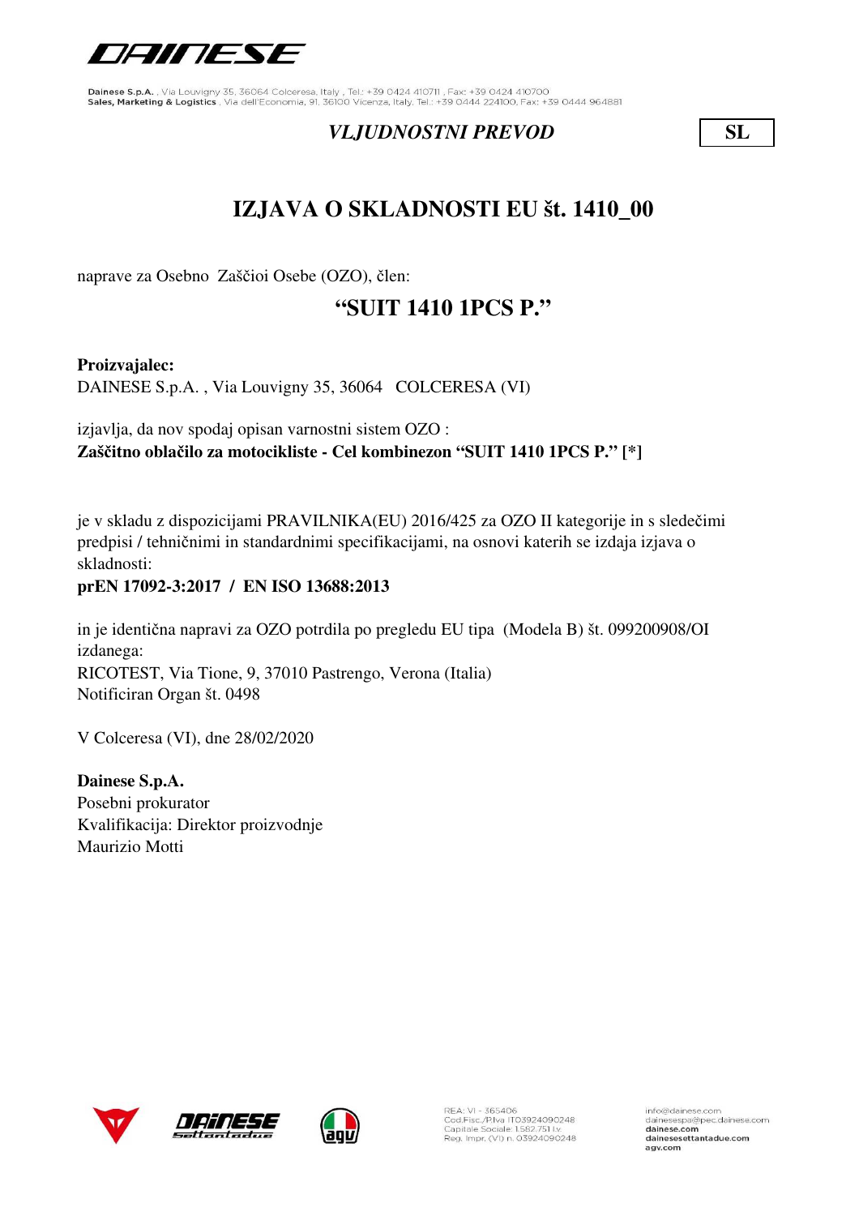Dainese S.p.A. , Via Louvigny 35, 36064 Colceresa, Italy , Tel.: +39 0424 410711 , Fax: +39 0424 410700
Sales, Marketing & Logistics , Via dell'Economia, 91, 36100 Vicenza, Italy, Tel.: +39 0444 224100, Fax: +39 0444 964881

*VLJUDNOSTNI PREVOD* **SL**

# IZJAVA O SKLADNOSTI EU št. 1410_00

naprave za Osebno  Zaščioi Osebe (OZO), člen:

## "SUIT 1410 1PCS P."

**Proizvajalec:**
DAINESE S.p.A. , Via Louvigny 35, 36064   COLCERESA (VI)

izjavlja, da nov spodaj opisan varnostni sistem OZO :
**Zaščitno oblačilo za motocikliste - Cel kombinezon "SUIT 1410 1PCS P." [*]**

je v skladu z dispozicijami PRAVILNIKA(EU) 2016/425 za OZO II kategorije in s sledečimi predpisi / tehničnimi in standardnimi specifikacijami, na osnovi katerih se izdaja izjava o skladnosti:
**prEN 17092-3:2017  /  EN ISO 13688:2013**

in je identična napravi za OZO potrdila po pregledu EU tipa  (Modela B) št. 099200908/OI izdanega:
RICOTEST, Via Tione, 9, 37010 Pastrengo, Verona (Italia)
Notificiran Organ št. 0498

V Colceresa (VI), dne 28/02/2020

**Dainese S.p.A.**
Posebni prokurator
Kvalifikacija: Direktor proizvodnje
Maurizio Motti

REA: VI - 365406
Cod.Fisc./P.Iva IT03924090248
Capitale Sociale 1.582.751 I.v.
Reg. Impr. (VI) n. 03924090248

info@dainese.com
dainesespa@pec.dainese.com
dainese.com
dainesesettantadue.com
agv.com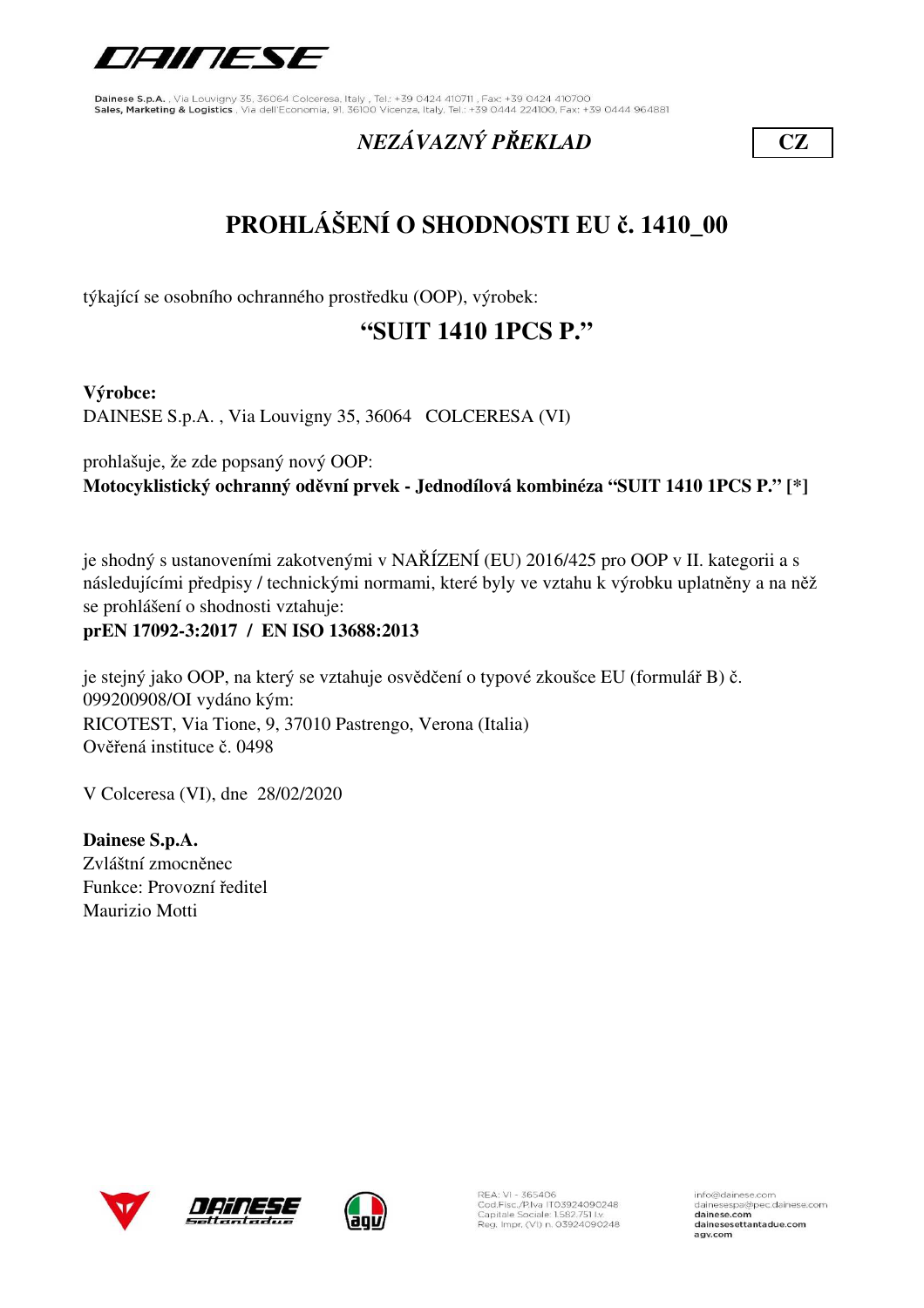Dainese S.p.A. , Via Louvigny 35, 36064 Colceresa, Italy , Tel.: +39 0424 410711 , Fax: +39 0424 410700
Sales, Marketing & Logistics , Via dell'Economia, 91, 36100 Vicenza, Italy, Tel.: +39 0444 224100, Fax: +39 0444 964881

*NEZÁVAZNÝ PŘEKLAD* **CZ**

# PROHLÁŠENÍ O SHODNOSTI EU č. 1410_00

týkající se osobního ochranného prostředku (OOP), výrobek:

## "SUIT 1410 1PCS P."

**Výrobce:**
DAINESE S.p.A. , Via Louvigny 35, 36064 COLCERESA (VI)

prohlašuje, že zde popsaný nový OOP:
**Motocyklistický ochranný oděvní prvek - Jednodílová kombinéza "SUIT 1410 1PCS P." [*]**

je shodný s ustanoveními zakotvenými v NAŘÍZENÍ (EU) 2016/425 pro OOP v II. kategorii a s následujícími předpisy / technickými normami, které byly ve vztahu k výrobku uplatněny a na něž se prohlášení o shodnosti vztahuje:
**prEN 17092-3:2017 / EN ISO 13688:2013**

je stejný jako OOP, na který se vztahuje osvědčení o typové zkoušce EU (formulář B) č. 099200908/OI vydáno kým:
RICOTEST, Via Tione, 9, 37010 Pastrengo, Verona (Italia)
Ověřená instituce č. 0498

V Colceresa (VI), dne 28/02/2020

**Dainese S.p.A.**
Zvláštní zmocněnec
Funkce: Provozní ředitel
Maurizio Motti

REA: VI - 365406
Cod.Fisc./P.Iva IT03924090248
Capitale Sociale: 1.582.751 I.v.
Reg. Impr. (VI) n. 03924090248

info@dainese.com
dainesespa@pec.dainese.com
dainese.com
dainesesettantadue.com
agv.com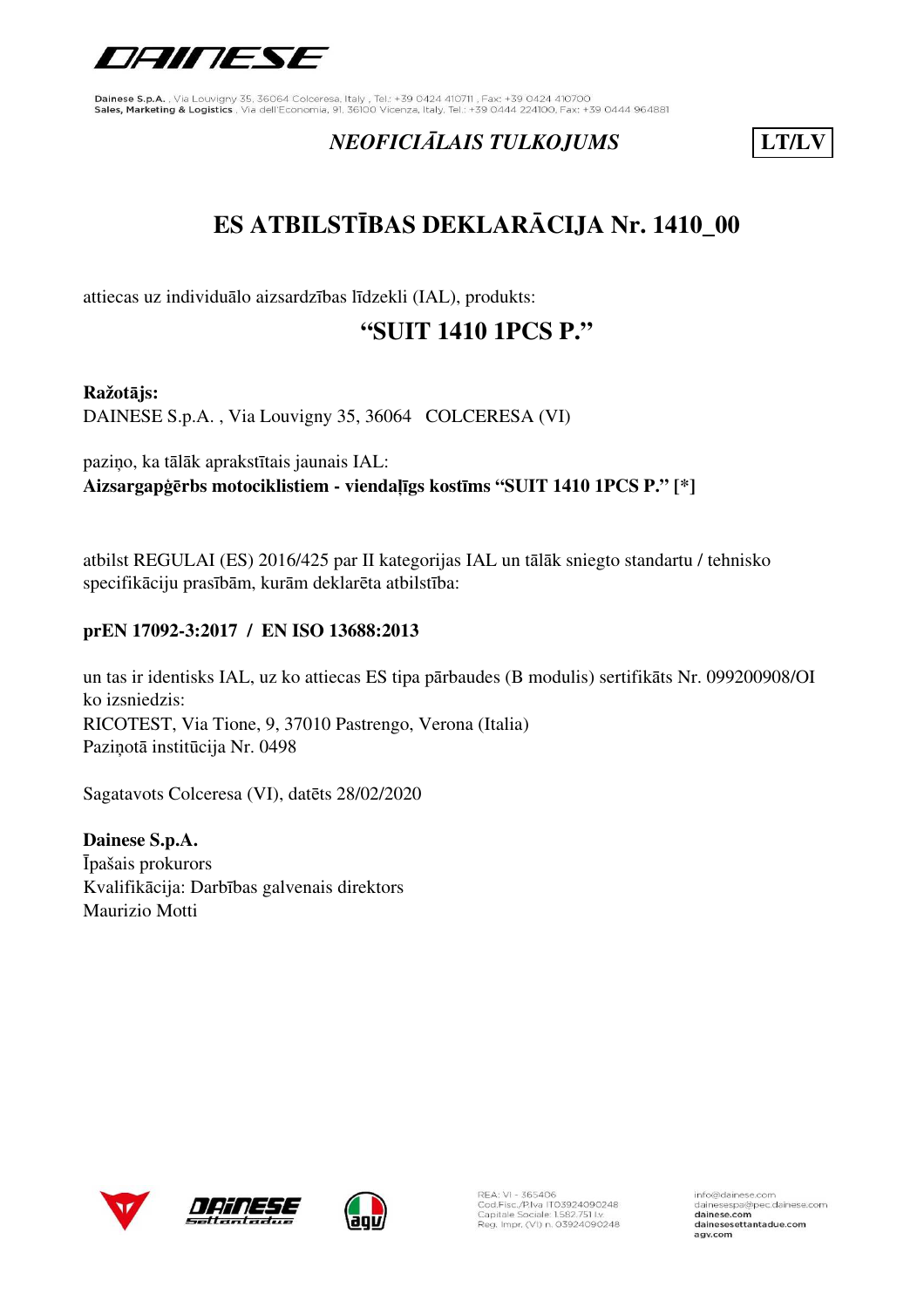*NEOFICIĀLAIS TULKOJUMS* **LT/LV**

# ES ATBILSTĪBAS DEKLARĀCIJA Nr. 1410_00

attiecas uz individuālo aizsardzības līdzekli (IAL), produkts:

## "SUIT 1410 1PCS P."

**Ražotājs:**
DAINESE S.p.A. , Via Louvigny 35, 36064 COLCERESA (VI)

paziņo, ka tālāk aprakstītais jaunais IAL:
**Aizsargapģērbs motociklistiem - viendaļīgs kostīms "SUIT 1410 1PCS P." [*]**

atbilst REGULAI (ES) 2016/425 par II kategorijas IAL un tālāk sniegto standartu / tehnisko specifikāciju prasībām, kurām deklarēta atbilstība:

**prEN 17092-3:2017 / EN ISO 13688:2013**

un tas ir identisks IAL, uz ko attiecas ES tipa pārbaudes (B modulis) sertifikāts Nr. 099200908/OI ko izsniedzis:
RICOTEST, Via Tione, 9, 37010 Pastrengo, Verona (Italia)
Paziņotā institūcija Nr. 0498

Sagatavots Colceresa (VI), datēts 28/02/2020

**Dainese S.p.A.**
Īpašais prokurors
Kvalifikācija: Darbības galvenais direktors
Maurizio Motti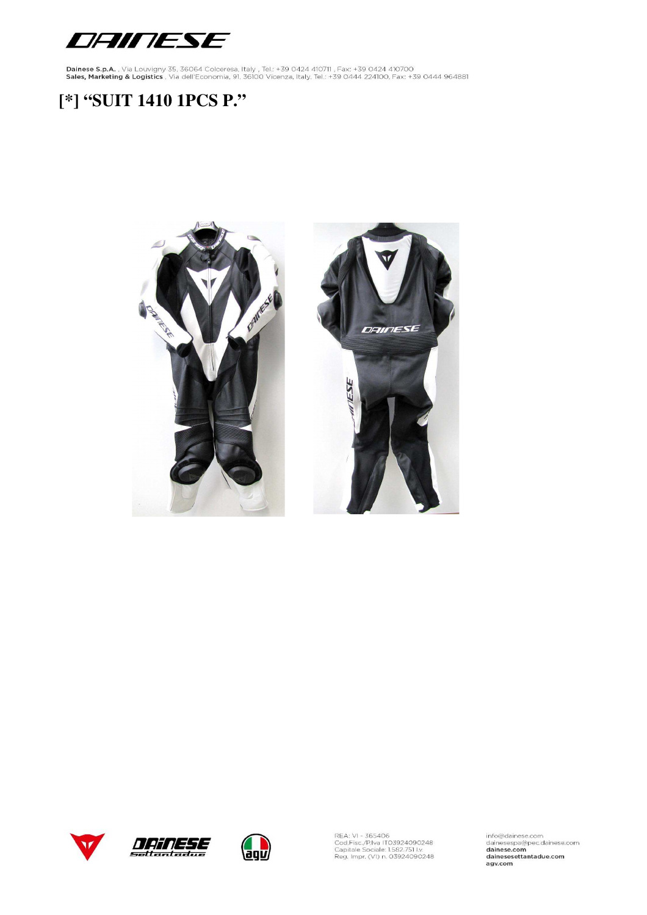**Dainese S.p.A.** , Via Louvigny 35, 36064 Colceresa, Italy , Tel.: +39 0424 410711 , Fax: +39 0424 410700
**Sales, Marketing & Logistics** , Via dell'Economia, 91, 36100 Vicenza, Italy, Tel.: +39 0444 224100, Fax: +39 0444 964881

# [*] "SUIT 1410 1PCS P."

REA: VI - 365406
Cod.Fisc./P.Iva IT03924090248
Capitale Sociale: 1.582.751 i.v.
Reg. Impr. (VI) n. 03924090248

info@dainese.com
dainesespa@pec.dainese.com
**dainese.com**
**dainesesettantadue.com**
**agv.com**